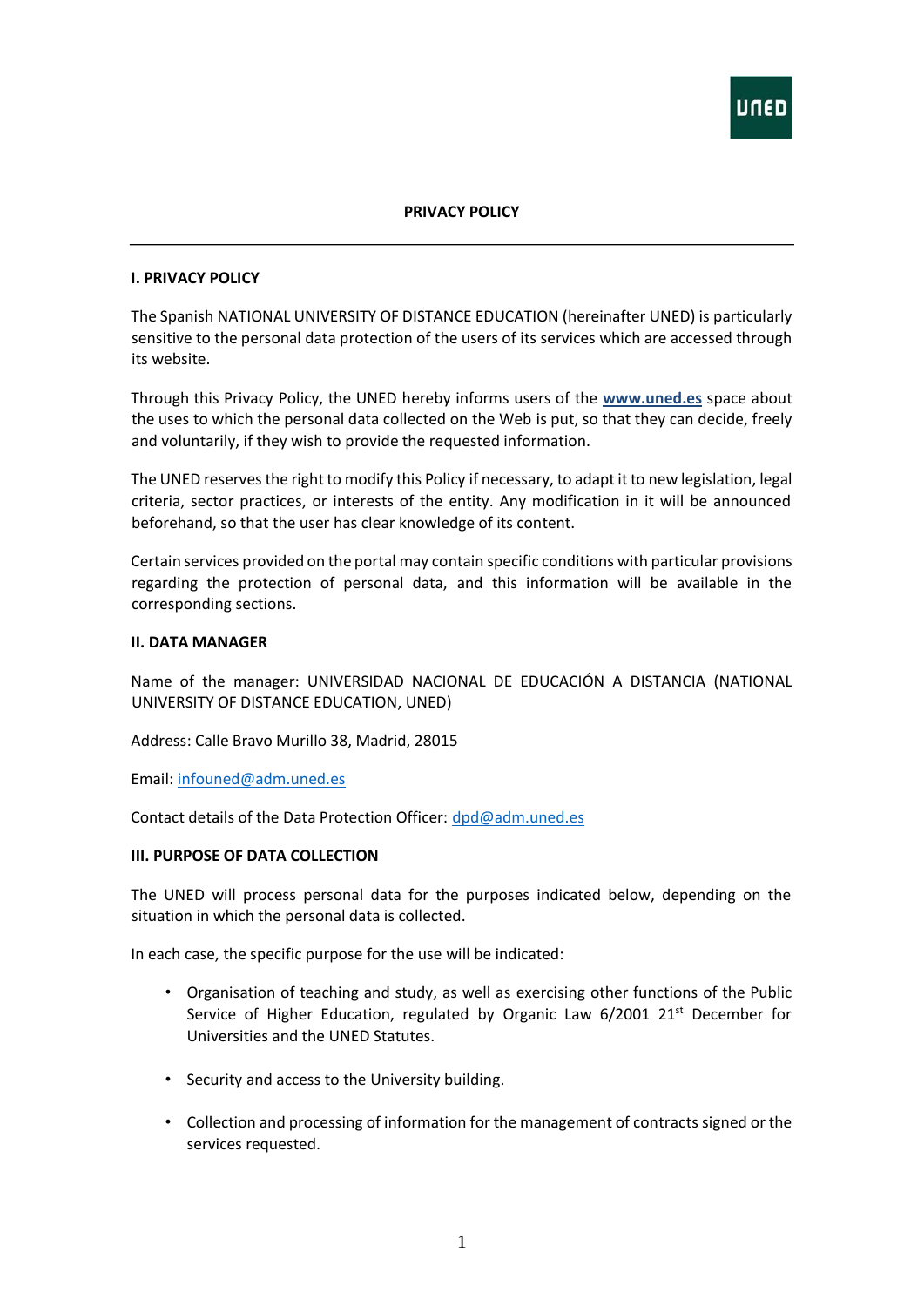# PRIVACY POLICY

## I. PRIVACY POLICY

The Spanish NATIONAL UNIVERSITY OF DISTANCE EDUCATION (hereinafter UNED) is particularly sensitive to the personal data protection of the users of its services which are accessed through its website.

Through this Privacy Policy, the UNED hereby informs users of the **www.uned.es** space about the uses to which the personal data collected on the Web is put, so that they can decide, freely and voluntarily, if they wish to provide the requested information.

The UNED reserves the right to modify this Policy if necessary, to adapt it to new legislation, legal criteria, sector practices, or interests of the entity. Any modification in it will be announced beforehand, so that the user has clear knowledge of its content.

Certain services provided on the portal may contain specific conditions with particular provisions regarding the protection of personal data, and this information will be available in the corresponding sections.

## II. DATA MANAGER

Name of the manager: UNIVERSIDAD NACIONAL DE EDUCACIÓN A DISTANCIA (NATIONAL UNIVERSITY OF DISTANCE EDUCATION, UNED)

Address: Calle Bravo Murillo 38, Madrid, 28015

Email: infouned@adm.uned.es

Contact details of the Data Protection Officer: dpd@adm.uned.es

## III. PURPOSE OF DATA COLLECTION

The UNED will process personal data for the purposes indicated below, depending on the situation in which the personal data is collected.

In each case, the specific purpose for the use will be indicated:

- Organisation of teaching and study, as well as exercising other functions of the Public Service of Higher Education, regulated by Organic Law 6/2001 21st December for Universities and the UNED Statutes.
- Security and access to the University building.
- Collection and processing of information for the management of contracts signed or the services requested.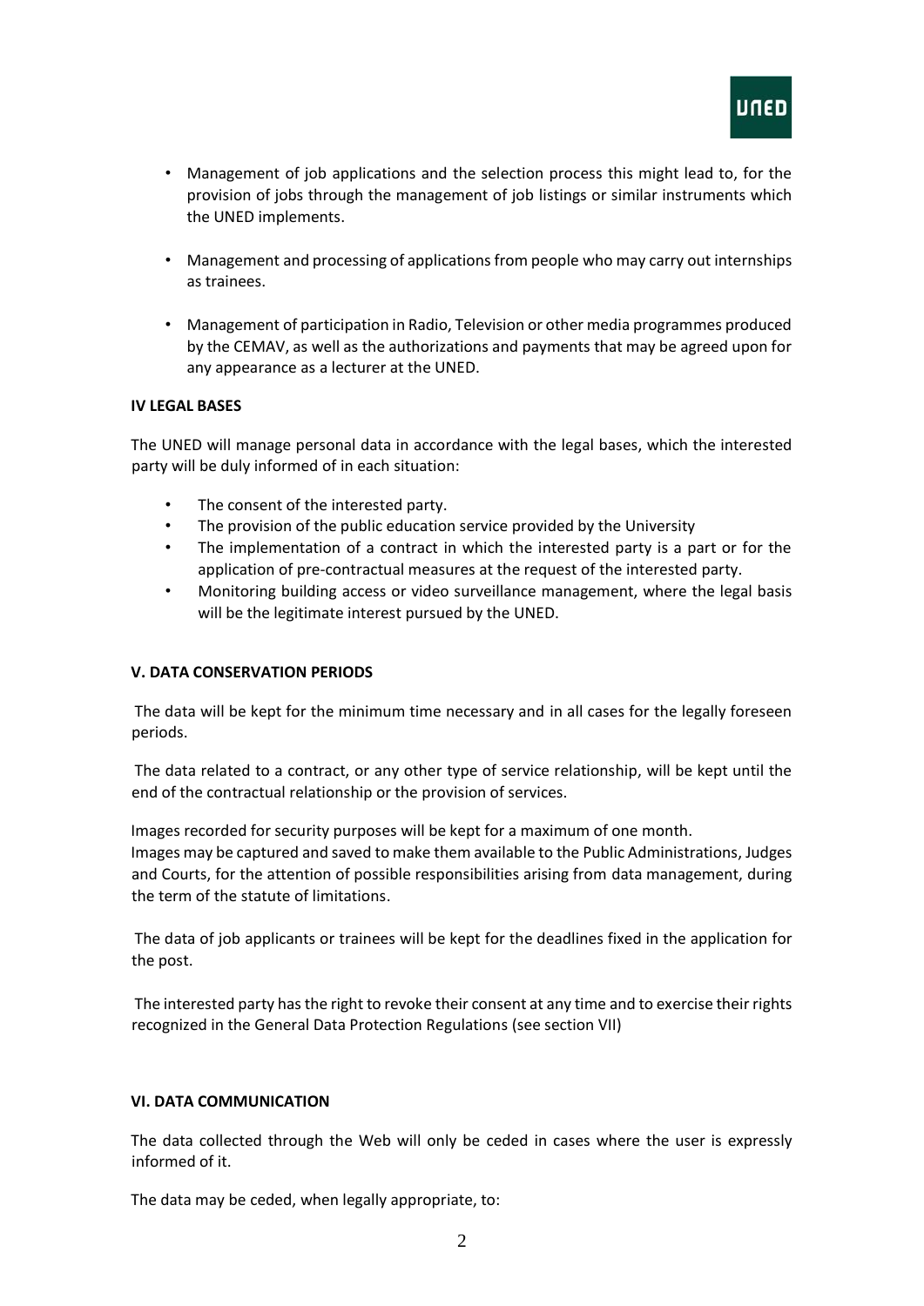- Management of job applications and the selection process this might lead to, for the provision of jobs through the management of job listings or similar instruments which the UNED implements.

- Management and processing of applications from people who may carry out internships as trainees.

- Management of participation in Radio, Television or other media programmes produced by the CEMAV, as well as the authorizations and payments that may be agreed upon for any appearance as a lecturer at the UNED.

**IV LEGAL BASES**

The UNED will manage personal data in accordance with the legal bases, which the interested party will be duly informed of in each situation:

- The consent of the interested party.
- The provision of the public education service provided by the University
- The implementation of a contract in which the interested party is a part or for the application of pre-contractual measures at the request of the interested party.
- Monitoring building access or video surveillance management, where the legal basis will be the legitimate interest pursued by the UNED.

**V. DATA CONSERVATION PERIODS**

The data will be kept for the minimum time necessary and in all cases for the legally foreseen periods.

The data related to a contract, or any other type of service relationship, will be kept until the end of the contractual relationship or the provision of services.

Images recorded for security purposes will be kept for a maximum of one month.
Images may be captured and saved to make them available to the Public Administrations, Judges and Courts, for the attention of possible responsibilities arising from data management, during the term of the statute of limitations.

The data of job applicants or trainees will be kept for the deadlines fixed in the application for the post.

The interested party has the right to revoke their consent at any time and to exercise their rights recognized in the General Data Protection Regulations (see section VII)

**VI. DATA COMMUNICATION**

The data collected through the Web will only be ceded in cases where the user is expressly informed of it.

The data may be ceded, when legally appropriate, to: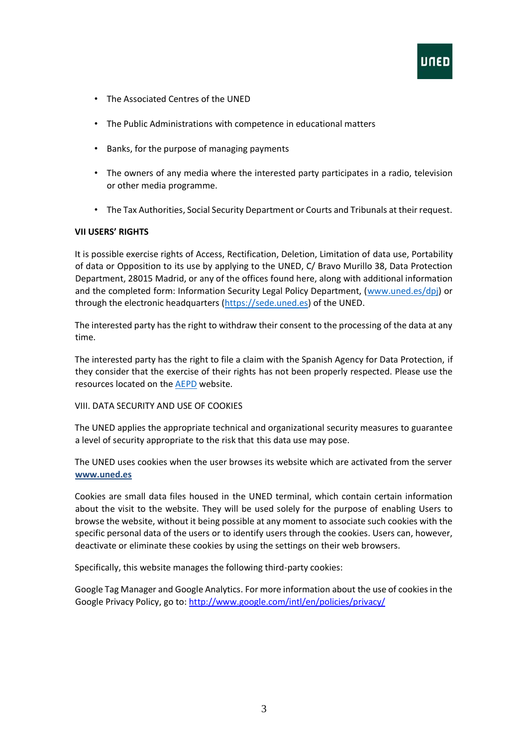- The Associated Centres of the UNED
- The Public Administrations with competence in educational matters
- Banks, for the purpose of managing payments
- The owners of any media where the interested party participates in a radio, television or other media programme.
- The Tax Authorities, Social Security Department or Courts and Tribunals at their request.

**VII USERS' RIGHTS**

It is possible exercise rights of Access, Rectification, Deletion, Limitation of data use, Portability of data or Opposition to its use by applying to the UNED, C/ Bravo Murillo 38, Data Protection Department, 28015 Madrid, or any of the offices found here, along with additional information and the completed form: Information Security Legal Policy Department, ([www.uned.es/dpj](www.uned.es/dpj)) or through the electronic headquarters ([https://sede.uned.es](https://sede.uned.es)) of the UNED.

The interested party has the right to withdraw their consent to the processing of the data at any time.

The interested party has the right to file a claim with the Spanish Agency for Data Protection, if they consider that the exercise of their rights has not been properly respected. Please use the resources located on the AEPD website.

VIII. DATA SECURITY AND USE OF COOKIES

The UNED applies the appropriate technical and organizational security measures to guarantee a level of security appropriate to the risk that this data use may pose.

The UNED uses cookies when the user browses its website which are activated from the server **[www.uned.es](www.uned.es)**

Cookies are small data files housed in the UNED terminal, which contain certain information about the visit to the website. They will be used solely for the purpose of enabling Users to browse the website, without it being possible at any moment to associate such cookies with the specific personal data of the users or to identify users through the cookies. Users can, however, deactivate or eliminate these cookies by using the settings on their web browsers.

Specifically, this website manages the following third-party cookies:

Google Tag Manager and Google Analytics. For more information about the use of cookies in the Google Privacy Policy, go to: [http://www.google.com/intl/en/policies/privacy/](http://www.google.com/intl/en/policies/privacy/)